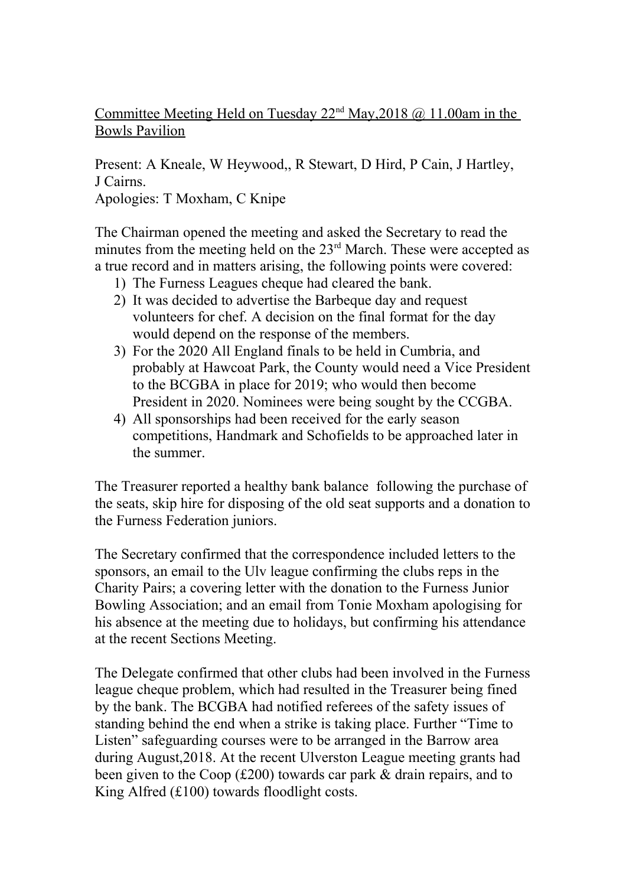<u>Committee Meeting Held on Tuesday 22nd May,2018 @ 11.00am in the Bowls Pavilion</u>

Present: A Kneale, W Heywood,, R Stewart, D Hird, P Cain, J Hartley, J Cairns.
Apologies: T Moxham, C Knipe

The Chairman opened the meeting and asked the Secretary to read the minutes from the meeting held on the 23rd March. These were accepted as a true record and in matters arising, the following points were covered:

1) The Furness Leagues cheque had cleared the bank.
2) It was decided to advertise the Barbeque day and request volunteers for chef. A decision on the final format for the day would depend on the response of the members.
3) For the 2020 All England finals to be held in Cumbria, and probably at Hawcoat Park, the County would need a Vice President to the BCGBA in place for 2019; who would then become President in 2020. Nominees were being sought by the CCGBA.
4) All sponsorships had been received for the early season competitions, Handmark and Schofields to be approached later in the summer.

The Treasurer reported a healthy bank balance following the purchase of the seats, skip hire for disposing of the old seat supports and a donation to the Furness Federation juniors.

The Secretary confirmed that the correspondence included letters to the sponsors, an email to the Ulv league confirming the clubs reps in the Charity Pairs; a covering letter with the donation to the Furness Junior Bowling Association; and an email from Tonie Moxham apologising for his absence at the meeting due to holidays, but confirming his attendance at the recent Sections Meeting.

The Delegate confirmed that other clubs had been involved in the Furness league cheque problem, which had resulted in the Treasurer being fined by the bank. The BCGBA had notified referees of the safety issues of standing behind the end when a strike is taking place. Further "Time to Listen" safeguarding courses were to be arranged in the Barrow area during August,2018. At the recent Ulverston League meeting grants had been given to the Coop (£200) towards car park & drain repairs, and to King Alfred (£100) towards floodlight costs.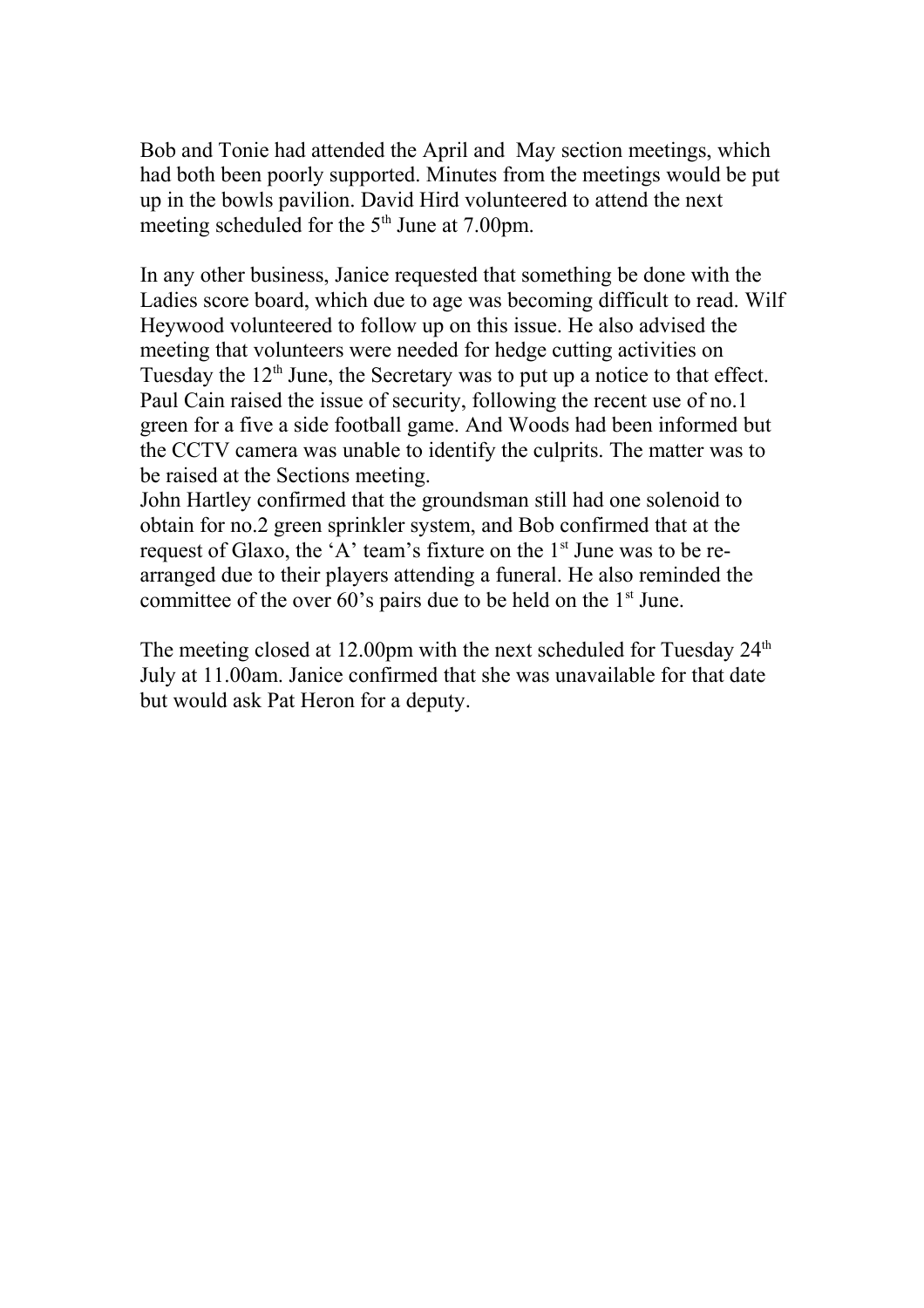Bob and Tonie had attended the April and May section meetings, which had both been poorly supported. Minutes from the meetings would be put up in the bowls pavilion. David Hird volunteered to attend the next meeting scheduled for the 5th June at 7.00pm.

In any other business, Janice requested that something be done with the Ladies score board, which due to age was becoming difficult to read. Wilf Heywood volunteered to follow up on this issue. He also advised the meeting that volunteers were needed for hedge cutting activities on Tuesday the 12th June, the Secretary was to put up a notice to that effect. Paul Cain raised the issue of security, following the recent use of no.1 green for a five a side football game. And Woods had been informed but the CCTV camera was unable to identify the culprits. The matter was to be raised at the Sections meeting.
John Hartley confirmed that the groundsman still had one solenoid to obtain for no.2 green sprinkler system, and Bob confirmed that at the request of Glaxo, the 'A' team's fixture on the 1st June was to be re-arranged due to their players attending a funeral. He also reminded the committee of the over 60's pairs due to be held on the 1st June.

The meeting closed at 12.00pm with the next scheduled for Tuesday 24th July at 11.00am. Janice confirmed that she was unavailable for that date but would ask Pat Heron for a deputy.